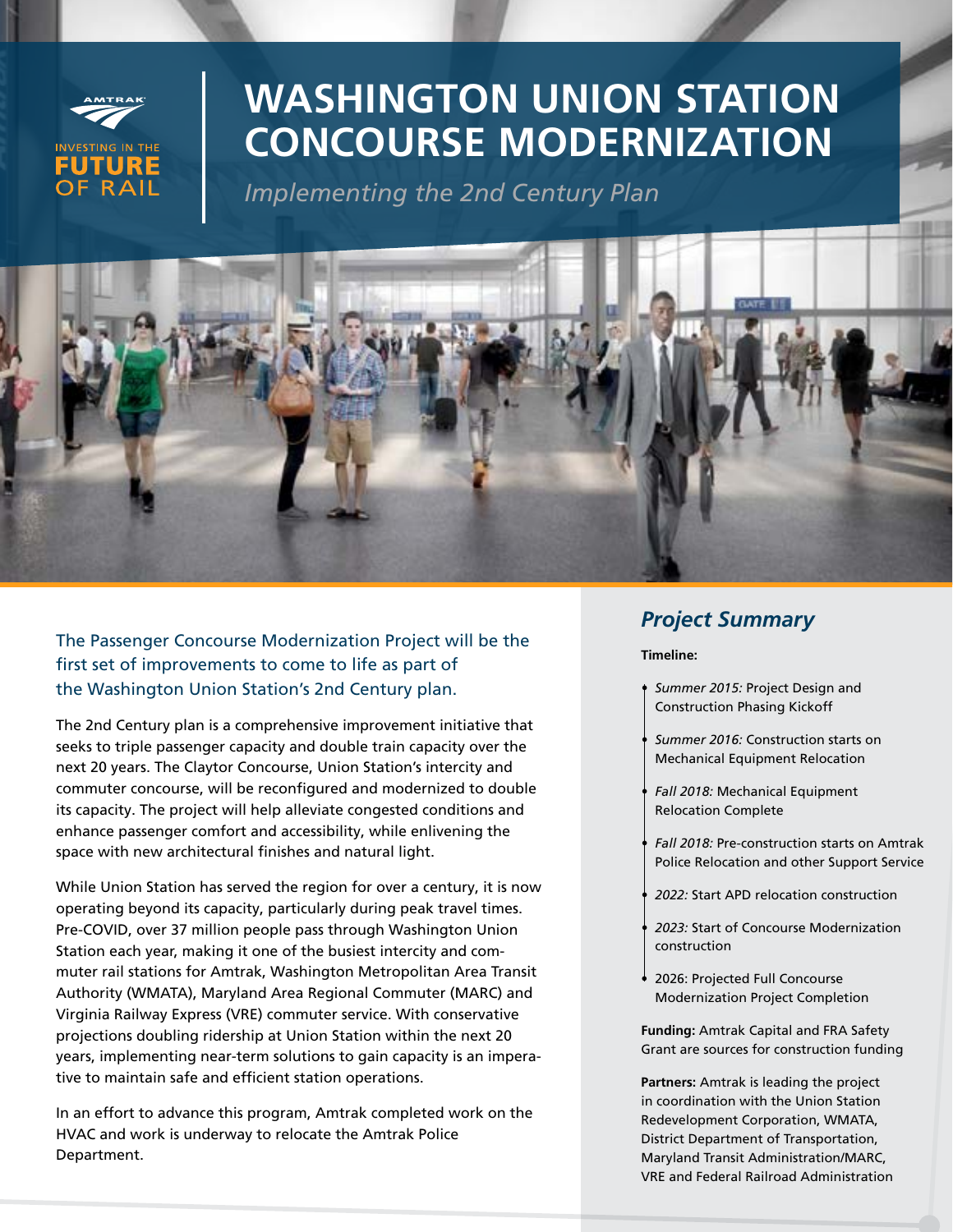AMTRAK

INVESTING IN THE **FUTURE** OF RAIL

# WASHINGTON UNION STATION CONCOURSE MODERNIZATION

*Implementing the 2nd Century Plan*

The Passenger Concourse Modernization Project will be the first set of improvements to come to life as part of the Washington Union Station's 2nd Century plan.

The 2nd Century plan is a comprehensive improvement initiative that seeks to triple passenger capacity and double train capacity over the next 20 years. The Claytor Concourse, Union Station's intercity and commuter concourse, will be reconfigured and modernized to double its capacity. The project will help alleviate congested conditions and enhance passenger comfort and accessibility, while enlivening the space with new architectural finishes and natural light.

While Union Station has served the region for over a century, it is now operating beyond its capacity, particularly during peak travel times. Pre-COVID, over 37 million people pass through Washington Union Station each year, making it one of the busiest intercity and commuter rail stations for Amtrak, Washington Metropolitan Area Transit Authority (WMATA), Maryland Area Regional Commuter (MARC) and Virginia Railway Express (VRE) commuter service. With conservative projections doubling ridership at Union Station within the next 20 years, implementing near-term solutions to gain capacity is an imperative to maintain safe and efficient station operations.

In an effort to advance this program, Amtrak completed work on the HVAC and work is underway to relocate the Amtrak Police Department.

## *Project Summary*

**Timeline:**

- *Summer 2015:* Project Design and Construction Phasing Kickoff
- *Summer 2016:* Construction starts on Mechanical Equipment Relocation
- *Fall 2018:* Mechanical Equipment Relocation Complete
- *Fall 2018:* Pre-construction starts on Amtrak Police Relocation and other Support Service
- *2022:* Start APD relocation construction
- *2023:* Start of Concourse Modernization construction
- 2026: Projected Full Concourse Modernization Project Completion

**Funding:** Amtrak Capital and FRA Safety Grant are sources for construction funding

**Partners:** Amtrak is leading the project in coordination with the Union Station Redevelopment Corporation, WMATA, District Department of Transportation, Maryland Transit Administration/MARC, VRE and Federal Railroad Administration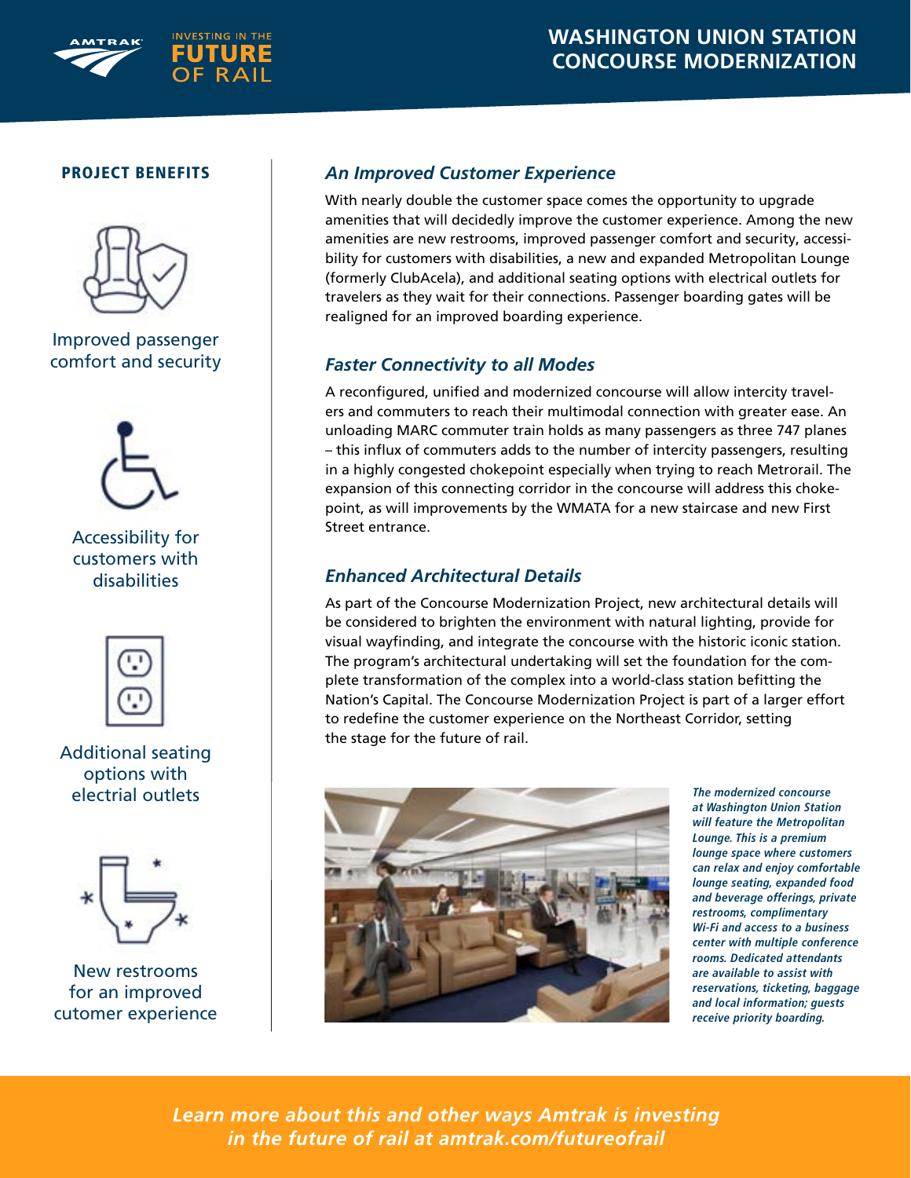# WASHINGTON UNION STATION CONCOURSE MODERNIZATION

## PROJECT BENEFITS

Improved passenger comfort and security

Accessibility for customers with disabilities

Additional seating options with electrical outlets

New restrooms for an improved cutomer experience

### *An Improved Customer Experience*

With nearly double the customer space comes the opportunity to upgrade amenities that will decidedly improve the customer experience. Among the new amenities are new restrooms, improved passenger comfort and security, accessibility for customers with disabilities, a new and expanded Metropolitan Lounge (formerly ClubAcela), and additional seating options with electrical outlets for travelers as they wait for their connections. Passenger boarding gates will be realigned for an improved boarding experience.

### *Faster Connectivity to all Modes*

A reconfigured, unified and modernized concourse will allow intercity travelers and commuters to reach their multimodal connection with greater ease. An unloading MARC commuter train holds as many passengers as three 747 planes – this influx of commuters adds to the number of intercity passengers, resulting in a highly congested chokepoint especially when trying to reach Metrorail. The expansion of this connecting corridor in the concourse will address this chokepoint, as will improvements by the WMATA for a new staircase and new First Street entrance.

### *Enhanced Architectural Details*

As part of the Concourse Modernization Project, new architectural details will be considered to brighten the environment with natural lighting, provide for visual wayfinding, and integrate the concourse with the historic iconic station. The program's architectural undertaking will set the foundation for the complete transformation of the complex into a world-class station befitting the Nation's Capital. The Concourse Modernization Project is part of a larger effort to redefine the customer experience on the Northeast Corridor, setting the stage for the future of rail.

***The modernized concourse at Washington Union Station will feature the Metropolitan Lounge. This is a premium lounge space where customers can relax and enjoy comfortable lounge seating, expanded food and beverage offerings, private restrooms, complimentary Wi-Fi and access to a business center with multiple conference rooms. Dedicated attendants are available to assist with reservations, ticketing, baggage and local information; guests receive priority boarding.***

***Learn more about this and other ways Amtrak is investing in the future of rail at amtrak.com/futureofrail***